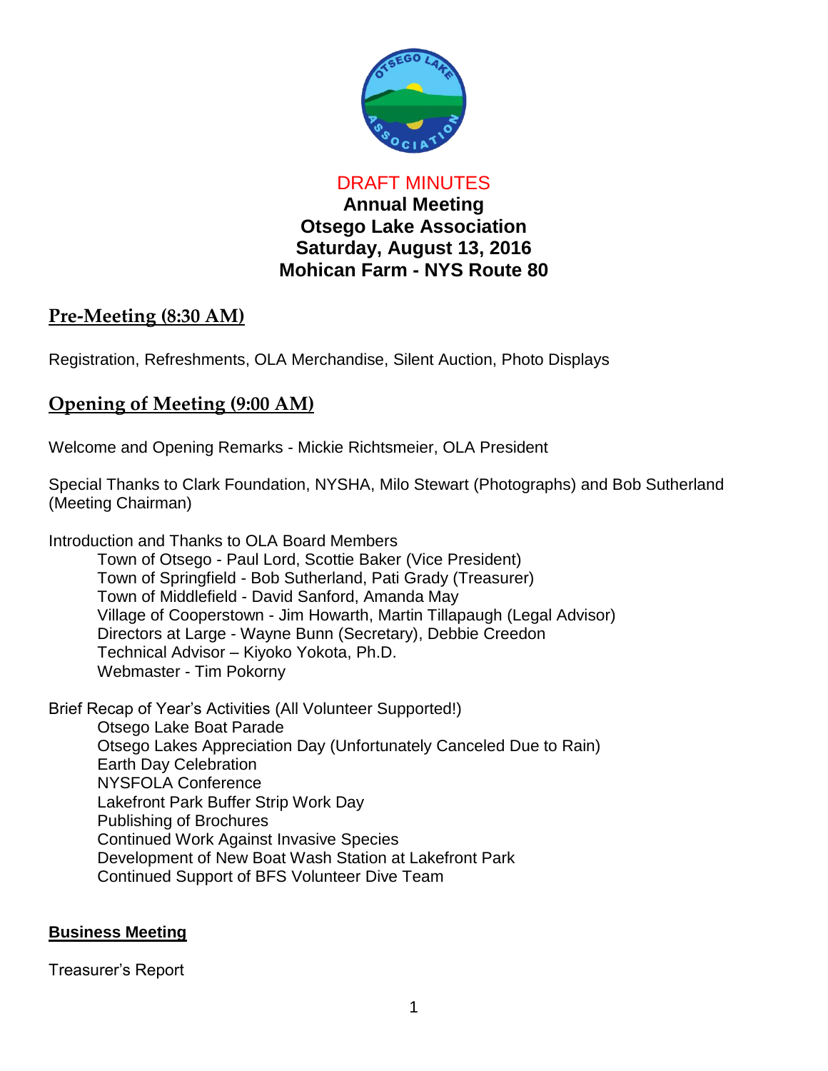DRAFT MINUTES

**Annual Meeting**
**Otsego Lake Association**
**Saturday, August 13, 2016**
**Mohican Farm - NYS Route 80**

## Pre-Meeting (8:30 AM)

Registration, Refreshments, OLA Merchandise, Silent Auction, Photo Displays

## Opening of Meeting (9:00 AM)

Welcome and Opening Remarks - Mickie Richtsmeier, OLA President

Special Thanks to Clark Foundation, NYSHA, Milo Stewart (Photographs) and Bob Sutherland (Meeting Chairman)

Introduction and Thanks to OLA Board Members

- Town of Otsego - Paul Lord, Scottie Baker (Vice President)
- Town of Springfield - Bob Sutherland, Pati Grady (Treasurer)
- Town of Middlefield - David Sanford, Amanda May
- Village of Cooperstown - Jim Howarth, Martin Tillapaugh (Legal Advisor)
- Directors at Large - Wayne Bunn (Secretary), Debbie Creedon
- Technical Advisor – Kiyoko Yokota, Ph.D.
- Webmaster - Tim Pokorny

Brief Recap of Year's Activities (All Volunteer Supported!)

- Otsego Lake Boat Parade
- Otsego Lakes Appreciation Day (Unfortunately Canceled Due to Rain)
- Earth Day Celebration
- NYSFOLA Conference
- Lakefront Park Buffer Strip Work Day
- Publishing of Brochures
- Continued Work Against Invasive Species
- Development of New Boat Wash Station at Lakefront Park
- Continued Support of BFS Volunteer Dive Team

### Business Meeting

Treasurer's Report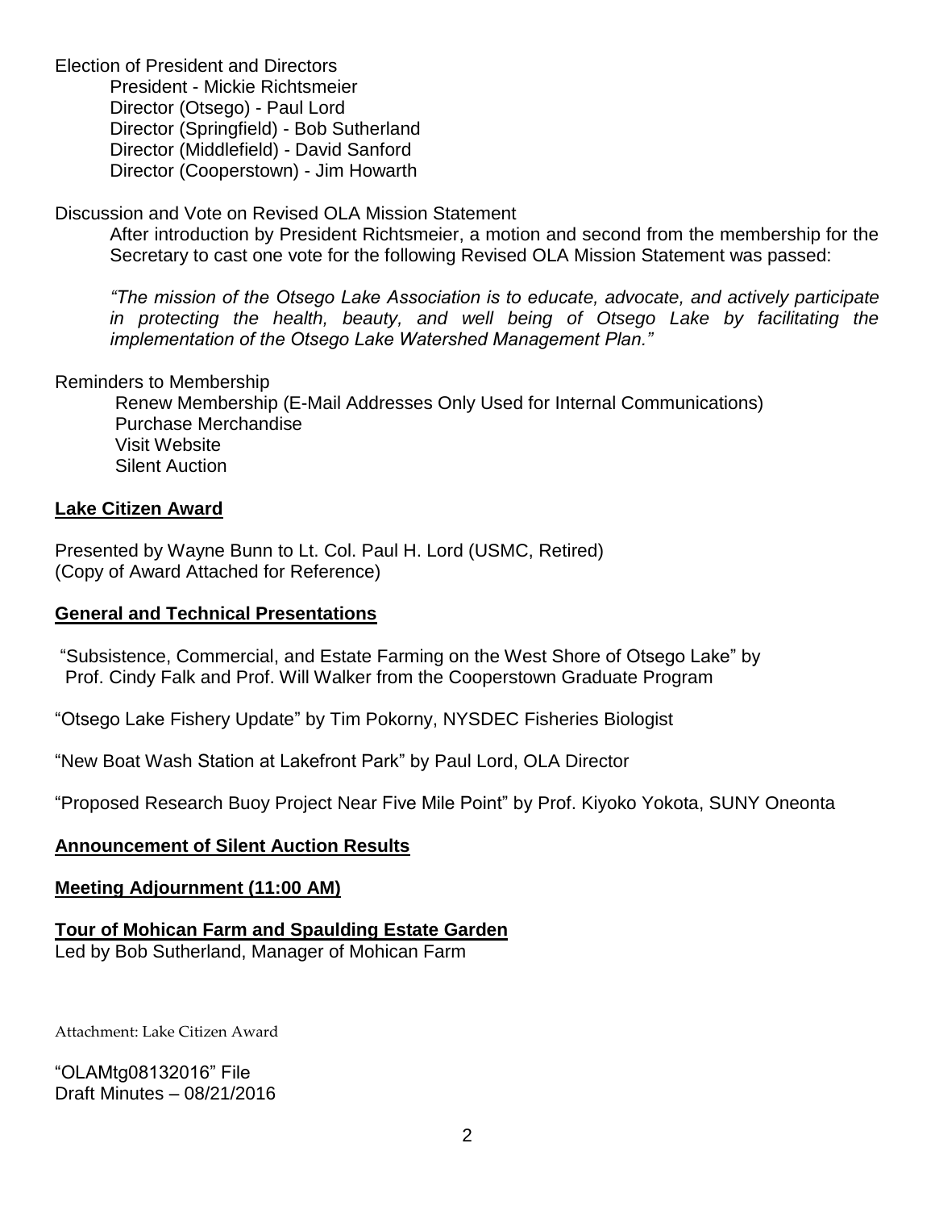Election of President and Directors

- President - Mickie Richtsmeier
- Director (Otsego) - Paul Lord
- Director (Springfield) - Bob Sutherland
- Director (Middlefield) - David Sanford
- Director (Cooperstown) - Jim Howarth

Discussion and Vote on Revised OLA Mission Statement

After introduction by President Richtsmeier, a motion and second from the membership for the Secretary to cast one vote for the following Revised OLA Mission Statement was passed:

*"The mission of the Otsego Lake Association is to educate, advocate, and actively participate in protecting the health, beauty, and well being of Otsego Lake by facilitating the implementation of the Otsego Lake Watershed Management Plan."*

Reminders to Membership

- Renew Membership (E-Mail Addresses Only Used for Internal Communications)
- Purchase Merchandise
- Visit Website
- Silent Auction

**Lake Citizen Award**

Presented by Wayne Bunn to Lt. Col. Paul H. Lord (USMC, Retired)
(Copy of Award Attached for Reference)

**General and Technical Presentations**

"Subsistence, Commercial, and Estate Farming on the West Shore of Otsego Lake" by Prof. Cindy Falk and Prof. Will Walker from the Cooperstown Graduate Program

"Otsego Lake Fishery Update" by Tim Pokorny, NYSDEC Fisheries Biologist

"New Boat Wash Station at Lakefront Park" by Paul Lord, OLA Director

"Proposed Research Buoy Project Near Five Mile Point" by Prof. Kiyoko Yokota, SUNY Oneonta

**Announcement of Silent Auction Results**

**Meeting Adjournment (11:00 AM)**

**Tour of Mohican Farm and Spaulding Estate Garden**
Led by Bob Sutherland, Manager of Mohican Farm

Attachment: Lake Citizen Award

"OLAMtg08132016" File
Draft Minutes – 08/21/2016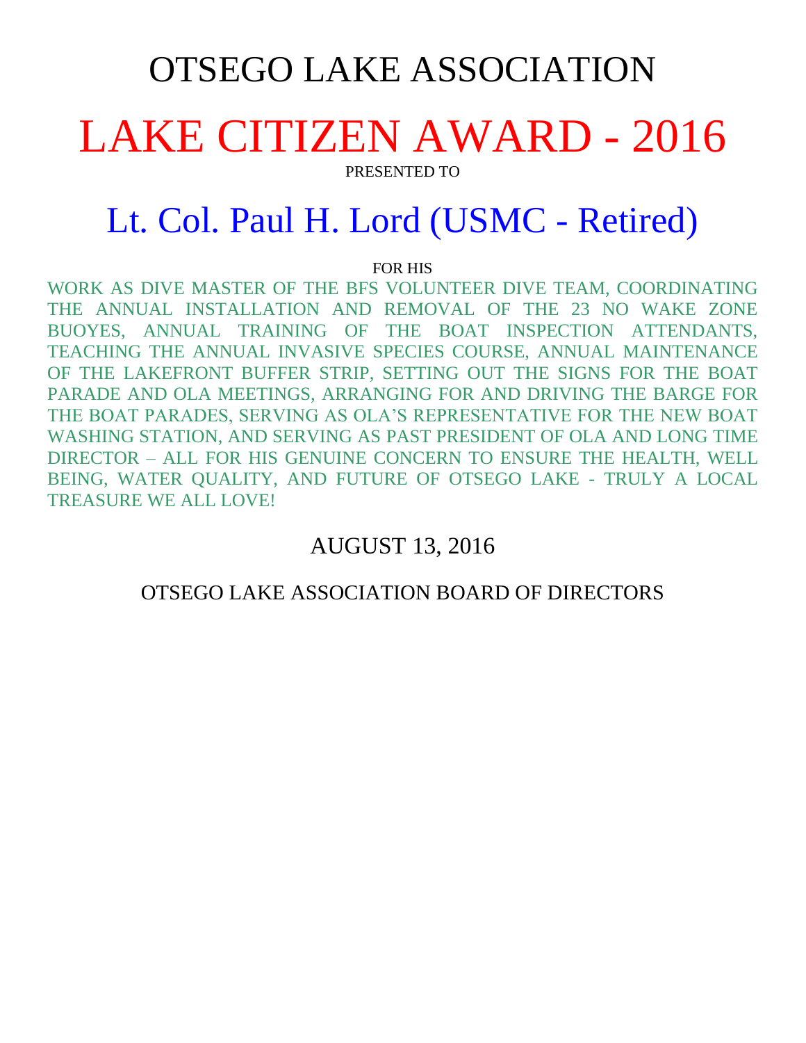# OTSEGO LAKE ASSOCIATION

# LAKE CITIZEN AWARD - 2016

PRESENTED TO

## Lt. Col. Paul H. Lord (USMC - Retired)

FOR HIS

WORK AS DIVE MASTER OF THE BFS VOLUNTEER DIVE TEAM, COORDINATING THE ANNUAL INSTALLATION AND REMOVAL OF THE 23 NO WAKE ZONE BUOYES, ANNUAL TRAINING OF THE BOAT INSPECTION ATTENDANTS, TEACHING THE ANNUAL INVASIVE SPECIES COURSE, ANNUAL MAINTENANCE OF THE LAKEFRONT BUFFER STRIP, SETTING OUT THE SIGNS FOR THE BOAT PARADE AND OLA MEETINGS, ARRANGING FOR AND DRIVING THE BARGE FOR THE BOAT PARADES, SERVING AS OLA'S REPRESENTATIVE FOR THE NEW BOAT WASHING STATION, AND SERVING AS PAST PRESIDENT OF OLA AND LONG TIME DIRECTOR – ALL FOR HIS GENUINE CONCERN TO ENSURE THE HEALTH, WELL BEING, WATER QUALITY, AND FUTURE OF OTSEGO LAKE - TRULY A LOCAL TREASURE WE ALL LOVE!

AUGUST 13, 2016

OTSEGO LAKE ASSOCIATION BOARD OF DIRECTORS